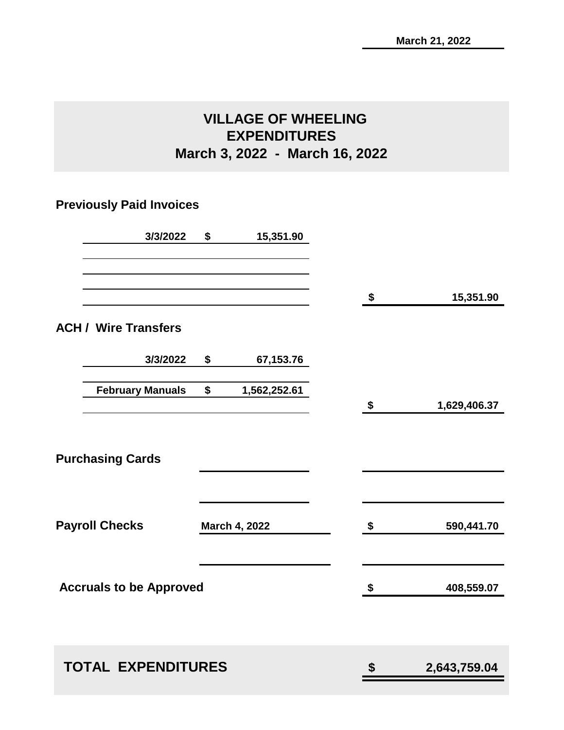March 21, 2022

# VILLAGE OF WHEELING
## EXPENDITURES
## March 3, 2022 - March 16, 2022

### Previously Paid Invoices

| | | | |
|---|---|---|---|
| 3/3/2022 | $ 15,351.90 | | |
| | | $ | 15,351.90 |

### ACH / Wire Transfers

| | | | |
|---|---|---|---|
| 3/3/2022 | $ 67,153.76 | | |
| February Manuals | $ 1,562,252.61 | | |
| | | $ | 1,629,406.37 |

### Purchasing Cards

### Payroll Checks

| | | |
|---|---|---|
| March 4, 2022 | $ | 590,441.70 |

### Accruals to be Approved

| | |
|---|---|
| $ | 408,559.07 |

## TOTAL EXPENDITURES

| | |
|---|---|
| $ | 2,643,759.04 |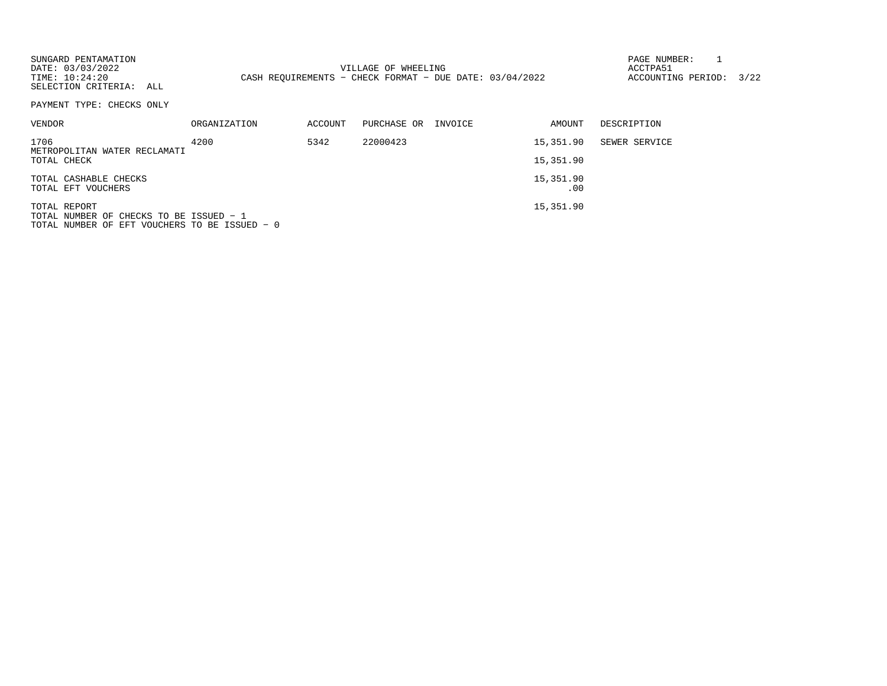SUNGARD PENTAMATION
DATE: 03/03/2022
TIME: 10:24:20
SELECTION CRITERIA: ALL

VILLAGE OF WHEELING
CASH REQUIREMENTS - CHECK FORMAT - DUE DATE: 03/04/2022

PAGE NUMBER: 1
ACCTPA51
ACCOUNTING PERIOD: 3/22

PAYMENT TYPE: CHECKS ONLY

| VENDOR | ORGANIZATION | ACCOUNT | PURCHASE OR | INVOICE | AMOUNT | DESCRIPTION |
|---|---|---|---|---|---|---|
| 1706 METROPOLITAN WATER RECLAMATI | 4200 | 5342 | 22000423 | | 15,351.90 | SEWER SERVICE |
| TOTAL CHECK | | | | | 15,351.90 | |
| TOTAL CASHABLE CHECKS | | | | | 15,351.90 | |
| TOTAL EFT VOUCHERS | | | | | .00 | |
| TOTAL REPORT | | | | | 15,351.90 | |

TOTAL NUMBER OF CHECKS TO BE ISSUED - 1
TOTAL NUMBER OF EFT VOUCHERS TO BE ISSUED - 0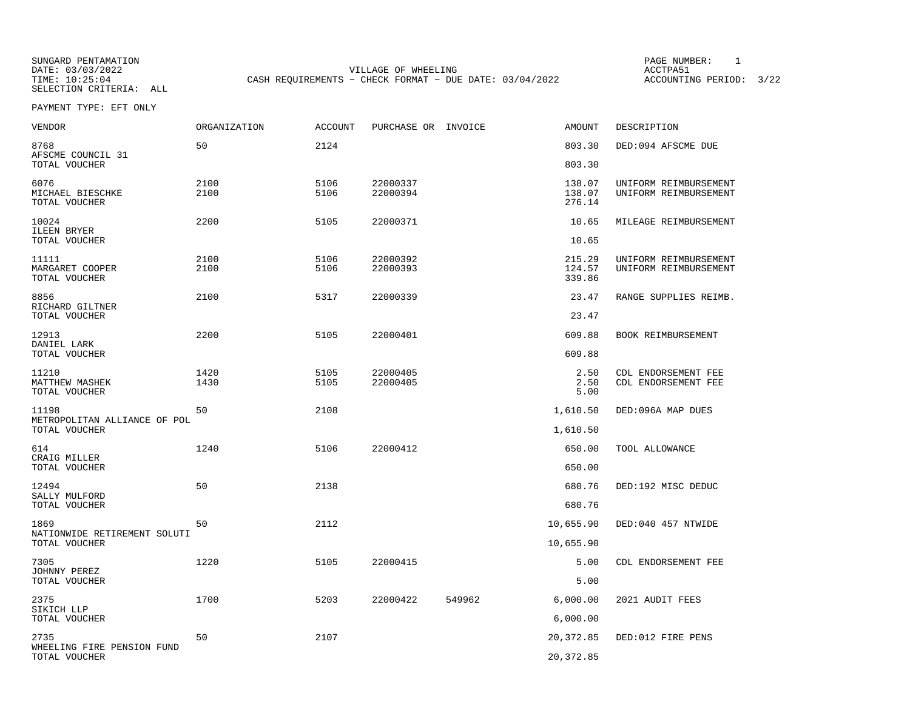SUNGARD PENTAMATION
DATE: 03/03/2022
TIME: 10:25:04
SELECTION CRITERIA: ALL

VILLAGE OF WHEELING
CASH REQUIREMENTS - CHECK FORMAT - DUE DATE: 03/04/2022

PAGE NUMBER: 1
ACCTPA51
ACCOUNTING PERIOD: 3/22

PAYMENT TYPE: EFT ONLY

| VENDOR | ORGANIZATION | ACCOUNT | PURCHASE OR | INVOICE | AMOUNT | DESCRIPTION |
|---|---|---|---|---|---|---|
| 8768 | 50 | 2124 | | | 803.30 | DED:094 AFSCME DUE |
| AFSCME COUNCIL 31 | | | | | | |
| TOTAL VOUCHER | | | | | 803.30 | |
| 6076 | 2100 | 5106 | 22000337 | | 138.07 | UNIFORM REIMBURSEMENT |
| MICHAEL BIESCHKE | 2100 | 5106 | 22000394 | | 138.07 | UNIFORM REIMBURSEMENT |
| TOTAL VOUCHER | | | | | 276.14 | |
| 10024 | 2200 | 5105 | 22000371 | | 10.65 | MILEAGE REIMBURSEMENT |
| ILEEN BRYER | | | | | | |
| TOTAL VOUCHER | | | | | 10.65 | |
| 11111 | 2100 | 5106 | 22000392 | | 215.29 | UNIFORM REIMBURSEMENT |
| MARGARET COOPER | 2100 | 5106 | 22000393 | | 124.57 | UNIFORM REIMBURSEMENT |
| TOTAL VOUCHER | | | | | 339.86 | |
| 8856 | 2100 | 5317 | 22000339 | | 23.47 | RANGE SUPPLIES REIMB. |
| RICHARD GILTNER | | | | | | |
| TOTAL VOUCHER | | | | | 23.47 | |
| 12913 | 2200 | 5105 | 22000401 | | 609.88 | BOOK REIMBURSEMENT |
| DANIEL LARK | | | | | | |
| TOTAL VOUCHER | | | | | 609.88 | |
| 11210 | 1420 | 5105 | 22000405 | | 2.50 | CDL ENDORSEMENT FEE |
| MATTHEW MASHEK | 1430 | 5105 | 22000405 | | 2.50 | CDL ENDORSEMENT FEE |
| TOTAL VOUCHER | | | | | 5.00 | |
| 11198 | 50 | 2108 | | | 1,610.50 | DED:096A MAP DUES |
| METROPOLITAN ALLIANCE OF POL | | | | | | |
| TOTAL VOUCHER | | | | | 1,610.50 | |
| 614 | 1240 | 5106 | 22000412 | | 650.00 | TOOL ALLOWANCE |
| CRAIG MILLER | | | | | | |
| TOTAL VOUCHER | | | | | 650.00 | |
| 12494 | 50 | 2138 | | | 680.76 | DED:192 MISC DEDUC |
| SALLY MULFORD | | | | | | |
| TOTAL VOUCHER | | | | | 680.76 | |
| 1869 | 50 | 2112 | | | 10,655.90 | DED:040 457 NTWIDE |
| NATIONWIDE RETIREMENT SOLUTI | | | | | | |
| TOTAL VOUCHER | | | | | 10,655.90 | |
| 7305 | 1220 | 5105 | 22000415 | | 5.00 | CDL ENDORSEMENT FEE |
| JOHNNY PEREZ | | | | | | |
| TOTAL VOUCHER | | | | | 5.00 | |
| 2375 | 1700 | 5203 | 22000422 | 549962 | 6,000.00 | 2021 AUDIT FEES |
| SIKICH LLP | | | | | | |
| TOTAL VOUCHER | | | | | 6,000.00 | |
| 2735 | 50 | 2107 | | | 20,372.85 | DED:012 FIRE PENS |
| WHEELING FIRE PENSION FUND | | | | | | |
| TOTAL VOUCHER | | | | | 20,372.85 | |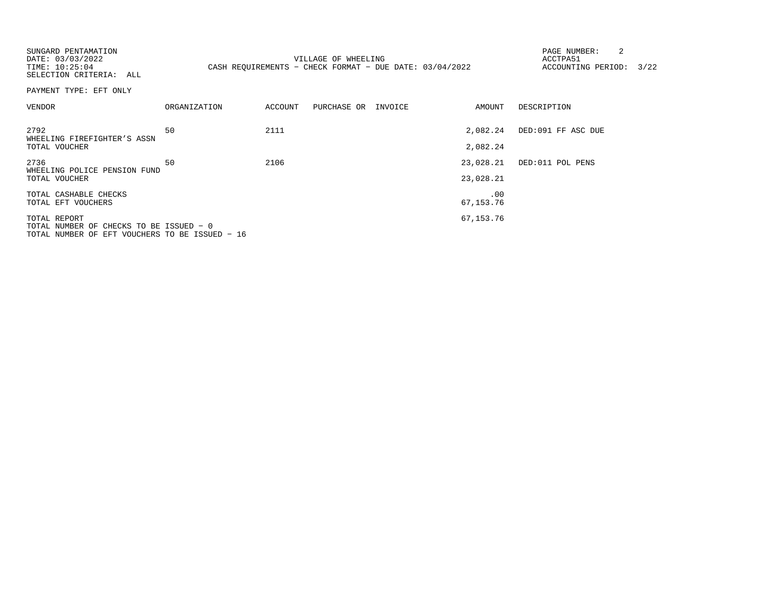SUNGARD PENTAMATION
DATE: 03/03/2022
TIME: 10:25:04
SELECTION CRITERIA: ALL

VILLAGE OF WHEELING
CASH REQUIREMENTS - CHECK FORMAT - DUE DATE: 03/04/2022

ACCTPA51
ACCOUNTING PERIOD: 3/22

PAYMENT TYPE: EFT ONLY

| VENDOR | ORGANIZATION | ACCOUNT | PURCHASE OR | INVOICE | AMOUNT | DESCRIPTION |
|---|---|---|---|---|---|---|
| 2792<br>WHEELING FIREFIGHTER'S ASSN | 50 | 2111 | | | 2,082.24 | DED:091 FF ASC DUE |
| TOTAL VOUCHER | | | | | 2,082.24 | |
| 2736<br>WHEELING POLICE PENSION FUND | 50 | 2106 | | | 23,028.21 | DED:011 POL PENS |
| TOTAL VOUCHER | | | | | 23,028.21 | |
| TOTAL CASHABLE CHECKS | | | | | .00 | |
| TOTAL EFT VOUCHERS | | | | | 67,153.76 | |
| TOTAL REPORT | | | | | 67,153.76 | |

TOTAL NUMBER OF CHECKS TO BE ISSUED - 0
TOTAL NUMBER OF EFT VOUCHERS TO BE ISSUED - 16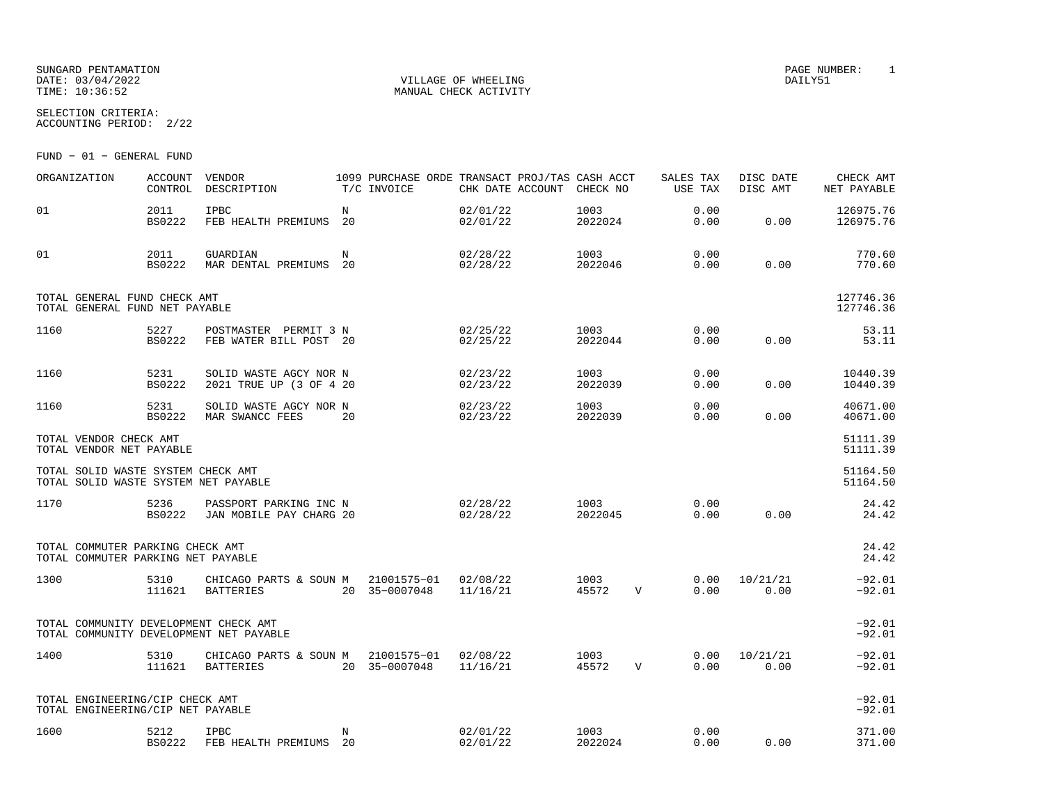SUNGARD PENTAMATION
DATE: 03/04/2022
TIME: 10:36:52

VILLAGE OF WHEELING
MANUAL CHECK ACTIVITY

PAGE NUMBER: 1
DAILY51

SELECTION CRITERIA:
ACCOUNTING PERIOD: 2/22

FUND - 01 - GENERAL FUND

| ORGANIZATION | ACCOUNT CONTROL | VENDOR DESCRIPTION | 1099 T/C | PURCHASE ORDE INVOICE | TRANSACT CHK DATE | PROJ/TAS ACCOUNT | CASH ACCT CHECK NO | | SALES TAX USE TAX | DISC DATE DISC AMT | CHECK AMT NET PAYABLE |
|---|---|---|---|---|---|---|---|---|---|---|---|
| 01 | 2011<br>BS0222 | IPBC<br>FEB HEALTH PREMIUMS | N<br>20 | | 02/01/22<br>02/01/22 | | 1003<br>2022024 | | 0.00<br>0.00 | <br>0.00 | 126975.76<br>126975.76 |
| 01 | 2011<br>BS0222 | GUARDIAN<br>MAR DENTAL PREMIUMS | N<br>20 | | 02/28/22<br>02/28/22 | | 1003<br>2022046 | | 0.00<br>0.00 | <br>0.00 | 770.60<br>770.60 |
| TOTAL GENERAL FUND CHECK AMT<br>TOTAL GENERAL FUND NET PAYABLE | | | | | | | | | | | 127746.36<br>127746.36 |
| 1160 | 5227<br>BS0222 | POSTMASTER PERMIT 3<br>FEB WATER BILL POST | N<br>20 | | 02/25/22<br>02/25/22 | | 1003<br>2022044 | | 0.00<br>0.00 | <br>0.00 | 53.11<br>53.11 |
| 1160 | 5231<br>BS0222 | SOLID WASTE AGCY NOR<br>2021 TRUE UP (3 OF 4 | N<br>20 | | 02/23/22<br>02/23/22 | | 1003<br>2022039 | | 0.00<br>0.00 | <br>0.00 | 10440.39<br>10440.39 |
| 1160 | 5231<br>BS0222 | SOLID WASTE AGCY NOR<br>MAR SWANCC FEES | N<br>20 | | 02/23/22<br>02/23/22 | | 1003<br>2022039 | | 0.00<br>0.00 | <br>0.00 | 40671.00<br>40671.00 |
| TOTAL VENDOR CHECK AMT<br>TOTAL VENDOR NET PAYABLE | | | | | | | | | | | 51111.39<br>51111.39 |
| TOTAL SOLID WASTE SYSTEM CHECK AMT<br>TOTAL SOLID WASTE SYSTEM NET PAYABLE | | | | | | | | | | | 51164.50<br>51164.50 |
| 1170 | 5236<br>BS0222 | PASSPORT PARKING INC<br>JAN MOBILE PAY CHARG | N<br>20 | | 02/28/22<br>02/28/22 | | 1003<br>2022045 | | 0.00<br>0.00 | <br>0.00 | 24.42<br>24.42 |
| TOTAL COMMUTER PARKING CHECK AMT<br>TOTAL COMMUTER PARKING NET PAYABLE | | | | | | | | | | | 24.42<br>24.42 |
| 1300 | 5310<br>111621 | CHICAGO PARTS & SOUN<br>BATTERIES | M<br>20 | 21001575-01<br>35-0007048 | 02/08/22<br>11/16/21 | | 1003<br>45572 | V | 0.00<br>0.00 | 10/21/21<br>0.00 | -92.01<br>-92.01 |
| TOTAL COMMUNITY DEVELOPMENT CHECK AMT<br>TOTAL COMMUNITY DEVELOPMENT NET PAYABLE | | | | | | | | | | | -92.01<br>-92.01 |
| 1400 | 5310<br>111621 | CHICAGO PARTS & SOUN<br>BATTERIES | M<br>20 | 21001575-01<br>35-0007048 | 02/08/22<br>11/16/21 | | 1003<br>45572 | V | 0.00<br>0.00 | 10/21/21<br>0.00 | -92.01<br>-92.01 |
| TOTAL ENGINEERING/CIP CHECK AMT<br>TOTAL ENGINEERING/CIP NET PAYABLE | | | | | | | | | | | -92.01<br>-92.01 |
| 1600 | 5212<br>BS0222 | IPBC<br>FEB HEALTH PREMIUMS | N<br>20 | | 02/01/22<br>02/01/22 | | 1003<br>2022024 | | 0.00<br>0.00 | <br>0.00 | 371.00<br>371.00 |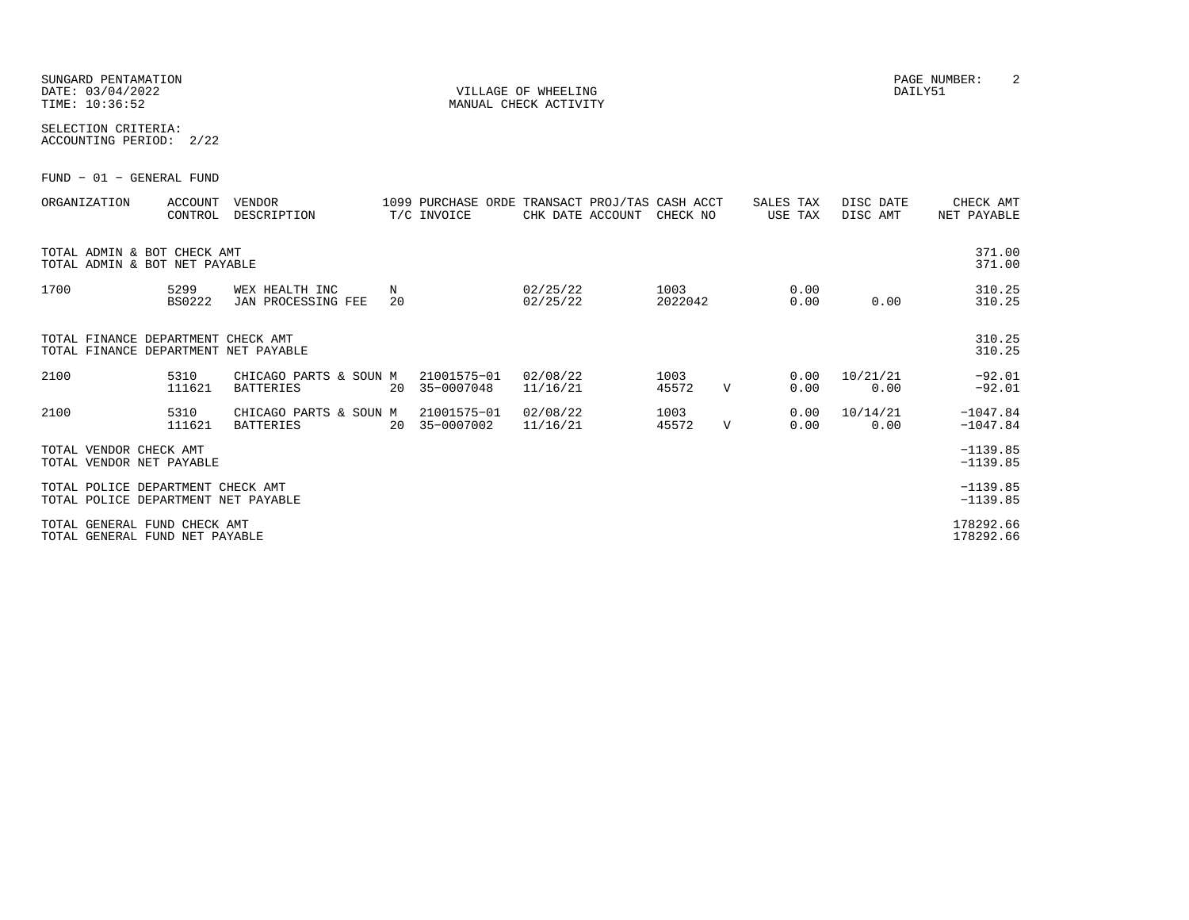SUNGARD PENTAMATION
DATE: 03/04/2022
TIME: 10:36:52

VILLAGE OF WHEELING
MANUAL CHECK ACTIVITY

DAILY51

SELECTION CRITERIA:
ACCOUNTING PERIOD: 2/22

FUND - 01 - GENERAL FUND

| ORGANIZATION | ACCOUNT CONTROL | VENDOR DESCRIPTION | 1099 T/C | PURCHASE ORDE INVOICE | TRANSACT CHK DATE | PROJ/TAS ACCOUNT | CASH ACCT CHECK NO | | SALES TAX USE TAX | DISC DATE DISC AMT | CHECK AMT NET PAYABLE |
|---|---|---|---|---|---|---|---|---|---|---|---|
| TOTAL ADMIN & BOT CHECK AMT | | | | | | | | | | | 371.00 |
| TOTAL ADMIN & BOT NET PAYABLE | | | | | | | | | | | 371.00 |
| 1700 | 5299 | WEX HEALTH INC | N | | 02/25/22 | | 1003 | | 0.00 | | 310.25 |
| | BS0222 | JAN PROCESSING FEE | 20 | | 02/25/22 | | 2022042 | | 0.00 | 0.00 | 310.25 |
| TOTAL FINANCE DEPARTMENT CHECK AMT | | | | | | | | | | | 310.25 |
| TOTAL FINANCE DEPARTMENT NET PAYABLE | | | | | | | | | | | 310.25 |
| 2100 | 5310 | CHICAGO PARTS & SOUN | M | 21001575-01 | 02/08/22 | | 1003 | | 0.00 | 10/21/21 | -92.01 |
| | 111621 | BATTERIES | 20 | 35-0007048 | 11/16/21 | | 45572 | V | 0.00 | 0.00 | -92.01 |
| 2100 | 5310 | CHICAGO PARTS & SOUN | M | 21001575-01 | 02/08/22 | | 1003 | | 0.00 | 10/14/21 | -1047.84 |
| | 111621 | BATTERIES | 20 | 35-0007002 | 11/16/21 | | 45572 | V | 0.00 | 0.00 | -1047.84 |
| TOTAL VENDOR CHECK AMT | | | | | | | | | | | -1139.85 |
| TOTAL VENDOR NET PAYABLE | | | | | | | | | | | -1139.85 |
| TOTAL POLICE DEPARTMENT CHECK AMT | | | | | | | | | | | -1139.85 |
| TOTAL POLICE DEPARTMENT NET PAYABLE | | | | | | | | | | | -1139.85 |
| TOTAL GENERAL FUND CHECK AMT | | | | | | | | | | | 178292.66 |
| TOTAL GENERAL FUND NET PAYABLE | | | | | | | | | | | 178292.66 |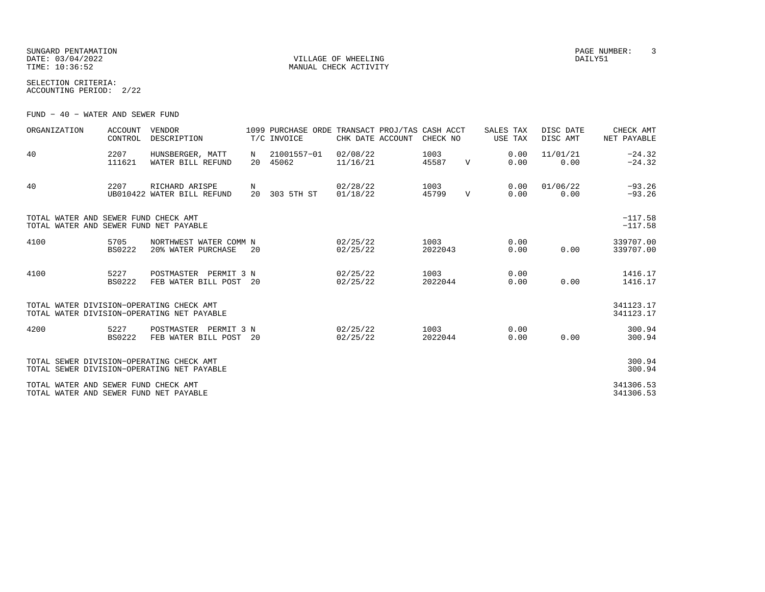SUNGARD PENTAMATION
DATE: 03/04/2022
TIME: 10:36:52

VILLAGE OF WHEELING
MANUAL CHECK ACTIVITY

PAGE NUMBER: 3
DAILY51

SELECTION CRITERIA:
ACCOUNTING PERIOD: 2/22

FUND - 40 - WATER AND SEWER FUND

| ORGANIZATION | ACCOUNT CONTROL | VENDOR DESCRIPTION | 1099 T/C | PURCHASE ORDE INVOICE | TRANSACT CHK DATE | PROJ/TAS ACCOUNT | CASH ACCT CHECK NO | | SALES TAX USE TAX | DISC DATE DISC AMT | CHECK AMT NET PAYABLE |
|---|---|---|---|---|---|---|---|---|---|---|---|
| 40 | 2207<br>111621 | HUNSBERGER, MATT<br>WATER BILL REFUND | N<br>20 | 21001557-01<br>45062 | 02/08/22<br>11/16/21 | | 1003<br>45587 | V | 0.00<br>0.00 | 11/01/21<br>0.00 | -24.32<br>-24.32 |
| 40 | 2207<br>UB010422 | RICHARD ARISPE<br>WATER BILL REFUND | N<br>20 | <br>303 5TH ST | 02/28/22<br>01/18/22 | | 1003<br>45799 | V | 0.00<br>0.00 | 01/06/22<br>0.00 | -93.26<br>-93.26 |
| TOTAL WATER AND SEWER FUND CHECK AMT<br>TOTAL WATER AND SEWER FUND NET PAYABLE | | | | | | | | | | | -117.58<br>-117.58 |
| 4100 | 5705<br>BS0222 | NORTHWEST WATER COMM<br>20% WATER PURCHASE | N<br>20 | | 02/25/22<br>02/25/22 | | 1003<br>2022043 | | 0.00<br>0.00 | <br>0.00 | 339707.00<br>339707.00 |
| 4100 | 5227<br>BS0222 | POSTMASTER PERMIT 3<br>FEB WATER BILL POST | N<br>20 | | 02/25/22<br>02/25/22 | | 1003<br>2022044 | | 0.00<br>0.00 | <br>0.00 | 1416.17<br>1416.17 |
| TOTAL WATER DIVISION-OPERATING CHECK AMT<br>TOTAL WATER DIVISION-OPERATING NET PAYABLE | | | | | | | | | | | 341123.17<br>341123.17 |
| 4200 | 5227<br>BS0222 | POSTMASTER PERMIT 3<br>FEB WATER BILL POST | N<br>20 | | 02/25/22<br>02/25/22 | | 1003<br>2022044 | | 0.00<br>0.00 | <br>0.00 | 300.94<br>300.94 |
| TOTAL SEWER DIVISION-OPERATING CHECK AMT<br>TOTAL SEWER DIVISION-OPERATING NET PAYABLE | | | | | | | | | | | 300.94<br>300.94 |
| TOTAL WATER AND SEWER FUND CHECK AMT<br>TOTAL WATER AND SEWER FUND NET PAYABLE | | | | | | | | | | | 341306.53<br>341306.53 |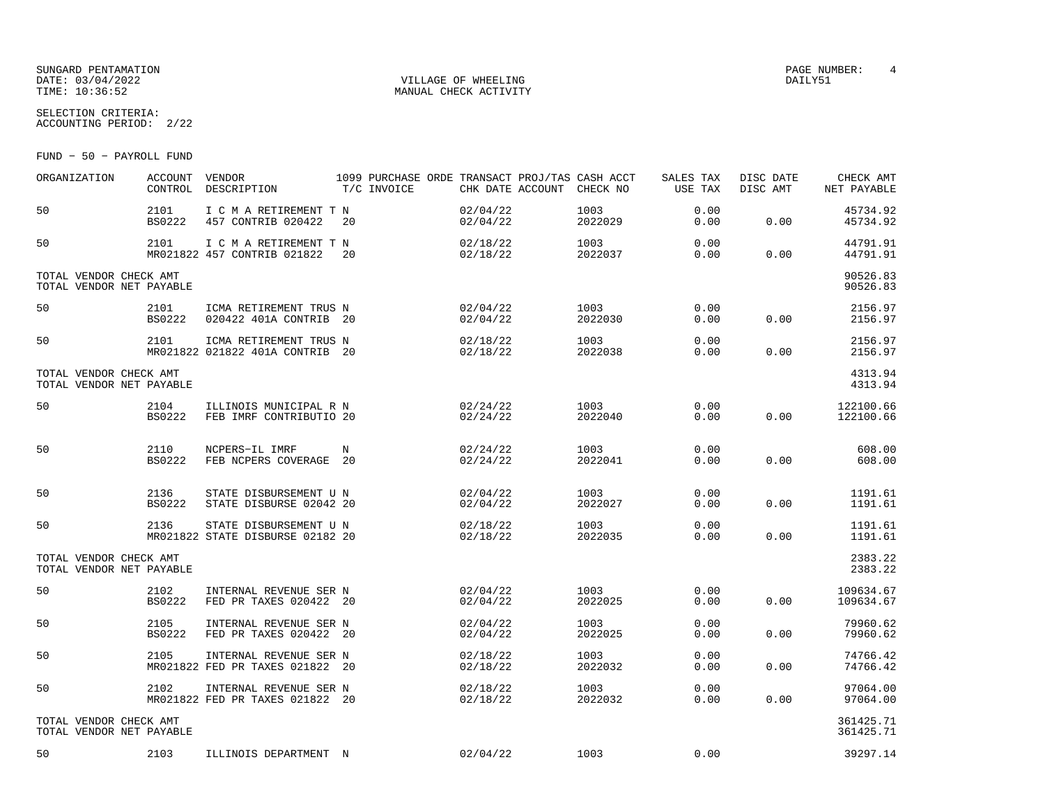SUNGARD PENTAMATION
DATE: 03/04/2022
TIME: 10:36:52

VILLAGE OF WHEELING
MANUAL CHECK ACTIVITY

PAGE NUMBER: 4
DAILY51

SELECTION CRITERIA:
ACCOUNTING PERIOD: 2/22

FUND - 50 - PAYROLL FUND

| ORGANIZATION | ACCOUNT CONTROL | VENDOR DESCRIPTION | 1099 T/C | PURCHASE ORDE INVOICE | TRANSACT CHK DATE | PROJ/TAS ACCOUNT | CASH ACCT CHECK NO | SALES TAX USE TAX | DISC DATE DISC AMT | CHECK AMT NET PAYABLE |
|---|---|---|---|---|---|---|---|---|---|---|
| 50 | 2101 BS0222 | I C M A RETIREMENT T 457 CONTRIB 020422 | N 20 | | 02/04/22 02/04/22 | | 1003 2022029 | 0.00 0.00 | 0.00 | 45734.92 45734.92 |
| 50 | 2101 MR021822 | I C M A RETIREMENT T 457 CONTRIB 021822 | N 20 | | 02/18/22 02/18/22 | | 1003 2022037 | 0.00 0.00 | 0.00 | 44791.91 44791.91 |
| TOTAL VENDOR CHECK AMT TOTAL VENDOR NET PAYABLE | | | | | | | | | | 90526.83 90526.83 |
| 50 | 2101 BS0222 | ICMA RETIREMENT TRUS 020422 401A CONTRIB | N 20 | | 02/04/22 02/04/22 | | 1003 2022030 | 0.00 0.00 | 0.00 | 2156.97 2156.97 |
| 50 | 2101 MR021822 | ICMA RETIREMENT TRUS 021822 401A CONTRIB | N 20 | | 02/18/22 02/18/22 | | 1003 2022038 | 0.00 0.00 | 0.00 | 2156.97 2156.97 |
| TOTAL VENDOR CHECK AMT TOTAL VENDOR NET PAYABLE | | | | | | | | | | 4313.94 4313.94 |
| 50 | 2104 BS0222 | ILLINOIS MUNICIPAL R FEB IMRF CONTRIBUTIO | N 20 | | 02/24/22 02/24/22 | | 1003 2022040 | 0.00 0.00 | 0.00 | 122100.66 122100.66 |
| 50 | 2110 BS0222 | NCPERS-IL IMRF FEB NCPERS COVERAGE | N 20 | | 02/24/22 02/24/22 | | 1003 2022041 | 0.00 0.00 | 0.00 | 608.00 608.00 |
| 50 | 2136 BS0222 | STATE DISBURSEMENT U STATE DISBURSE 02042 | N 20 | | 02/04/22 02/04/22 | | 1003 2022027 | 0.00 0.00 | 0.00 | 1191.61 1191.61 |
| 50 | 2136 MR021822 | STATE DISBURSEMENT U STATE DISBURSE 02182 | N 20 | | 02/18/22 02/18/22 | | 1003 2022035 | 0.00 0.00 | 0.00 | 1191.61 1191.61 |
| TOTAL VENDOR CHECK AMT TOTAL VENDOR NET PAYABLE | | | | | | | | | | 2383.22 2383.22 |
| 50 | 2102 BS0222 | INTERNAL REVENUE SER FED PR TAXES 020422 | N 20 | | 02/04/22 02/04/22 | | 1003 2022025 | 0.00 0.00 | 0.00 | 109634.67 109634.67 |
| 50 | 2105 BS0222 | INTERNAL REVENUE SER FED PR TAXES 020422 | N 20 | | 02/04/22 02/04/22 | | 1003 2022025 | 0.00 0.00 | 0.00 | 79960.62 79960.62 |
| 50 | 2105 MR021822 | INTERNAL REVENUE SER FED PR TAXES 021822 | N 20 | | 02/18/22 02/18/22 | | 1003 2022032 | 0.00 0.00 | 0.00 | 74766.42 74766.42 |
| 50 | 2102 MR021822 | INTERNAL REVENUE SER FED PR TAXES 021822 | N 20 | | 02/18/22 02/18/22 | | 1003 2022032 | 0.00 0.00 | 0.00 | 97064.00 97064.00 |
| TOTAL VENDOR CHECK AMT TOTAL VENDOR NET PAYABLE | | | | | | | | | | 361425.71 361425.71 |
| 50 | 2103 | ILLINOIS DEPARTMENT | N | | 02/04/22 | | 1003 | 0.00 | | 39297.14 |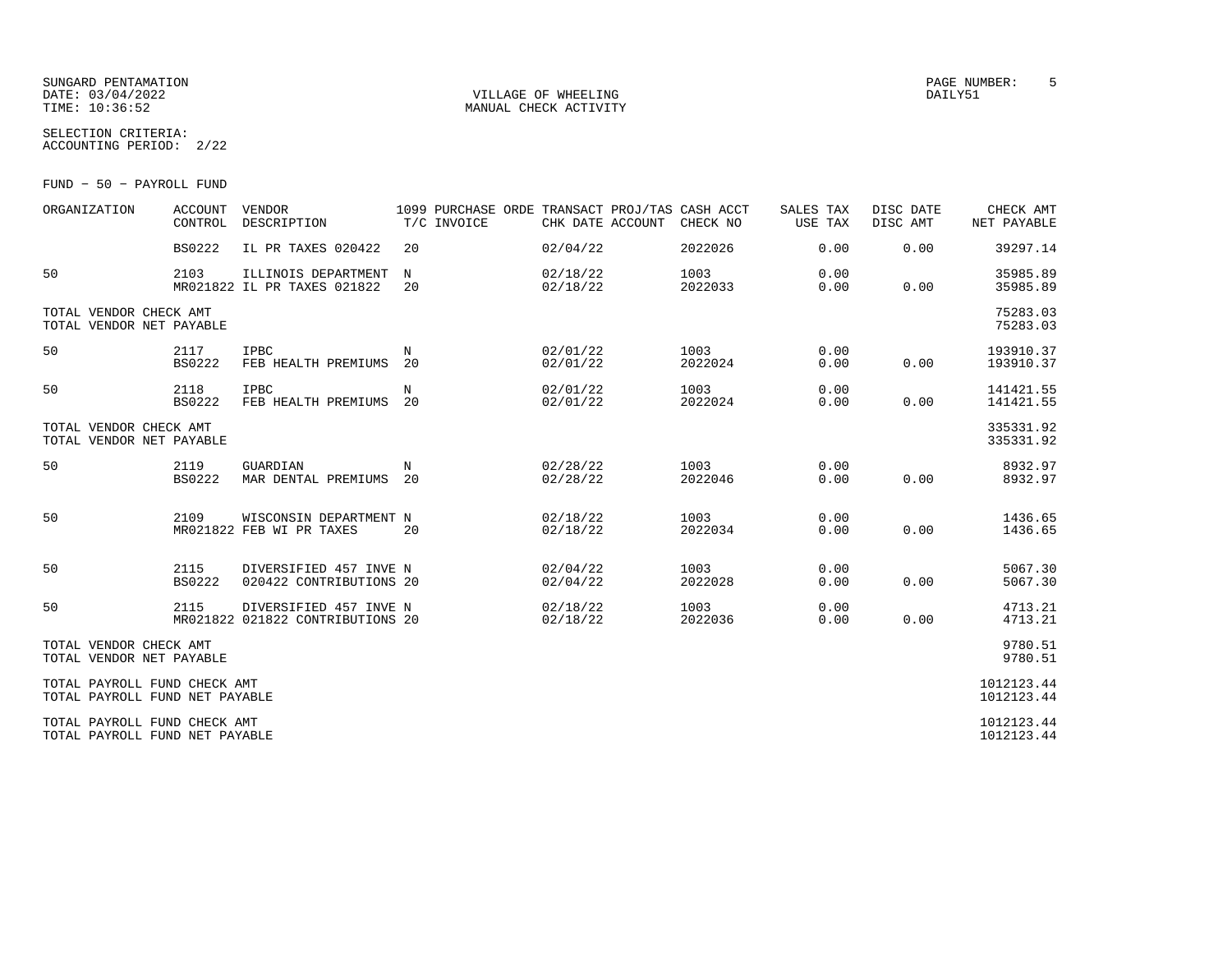SUNGARD PENTAMATION
DATE: 03/04/2022
TIME: 10:36:52

VILLAGE OF WHEELING
MANUAL CHECK ACTIVITY

PAGE NUMBER: 5
DAILY51

SELECTION CRITERIA:
ACCOUNTING PERIOD: 2/22

FUND - 50 - PAYROLL FUND

| ORGANIZATION | ACCOUNT CONTROL | VENDOR DESCRIPTION | 1099 T/C | PURCHASE ORDE INVOICE | TRANSACT CHK DATE | PROJ/TAS ACCOUNT | CASH ACCT CHECK NO | SALES TAX USE TAX | DISC DATE DISC AMT | CHECK AMT NET PAYABLE |
|---|---|---|---|---|---|---|---|---|---|---|
| | BS0222 | IL PR TAXES 020422 | 20 | | 02/04/22 | | 2022026 | 0.00 | 0.00 | 39297.14 |
| 50 | 2103 | ILLINOIS DEPARTMENT | N | | 02/18/22 | | 1003 | 0.00 | | 35985.89 |
| | MR021822 | IL PR TAXES 021822 | 20 | | 02/18/22 | | 2022033 | 0.00 | 0.00 | 35985.89 |
| TOTAL VENDOR CHECK AMT | | | | | | | | | | 75283.03 |
| TOTAL VENDOR NET PAYABLE | | | | | | | | | | 75283.03 |
| 50 | 2117 | IPBC | N | | 02/01/22 | | 1003 | 0.00 | | 193910.37 |
| | BS0222 | FEB HEALTH PREMIUMS | 20 | | 02/01/22 | | 2022024 | 0.00 | 0.00 | 193910.37 |
| 50 | 2118 | IPBC | N | | 02/01/22 | | 1003 | 0.00 | | 141421.55 |
| | BS0222 | FEB HEALTH PREMIUMS | 20 | | 02/01/22 | | 2022024 | 0.00 | 0.00 | 141421.55 |
| TOTAL VENDOR CHECK AMT | | | | | | | | | | 335331.92 |
| TOTAL VENDOR NET PAYABLE | | | | | | | | | | 335331.92 |
| 50 | 2119 | GUARDIAN | N | | 02/28/22 | | 1003 | 0.00 | | 8932.97 |
| | BS0222 | MAR DENTAL PREMIUMS | 20 | | 02/28/22 | | 2022046 | 0.00 | 0.00 | 8932.97 |
| 50 | 2109 | WISCONSIN DEPARTMENT | N | | 02/18/22 | | 1003 | 0.00 | | 1436.65 |
| | MR021822 | FEB WI PR TAXES | 20 | | 02/18/22 | | 2022034 | 0.00 | 0.00 | 1436.65 |
| 50 | 2115 | DIVERSIFIED 457 INVE | N | | 02/04/22 | | 1003 | 0.00 | | 5067.30 |
| | BS0222 | 020422 CONTRIBUTIONS | 20 | | 02/04/22 | | 2022028 | 0.00 | 0.00 | 5067.30 |
| 50 | 2115 | DIVERSIFIED 457 INVE | N | | 02/18/22 | | 1003 | 0.00 | | 4713.21 |
| | MR021822 | 021822 CONTRIBUTIONS | 20 | | 02/18/22 | | 2022036 | 0.00 | 0.00 | 4713.21 |
| TOTAL VENDOR CHECK AMT | | | | | | | | | | 9780.51 |
| TOTAL VENDOR NET PAYABLE | | | | | | | | | | 9780.51 |
| TOTAL PAYROLL FUND CHECK AMT | | | | | | | | | | 1012123.44 |
| TOTAL PAYROLL FUND NET PAYABLE | | | | | | | | | | 1012123.44 |
| TOTAL PAYROLL FUND CHECK AMT | | | | | | | | | | 1012123.44 |
| TOTAL PAYROLL FUND NET PAYABLE | | | | | | | | | | 1012123.44 |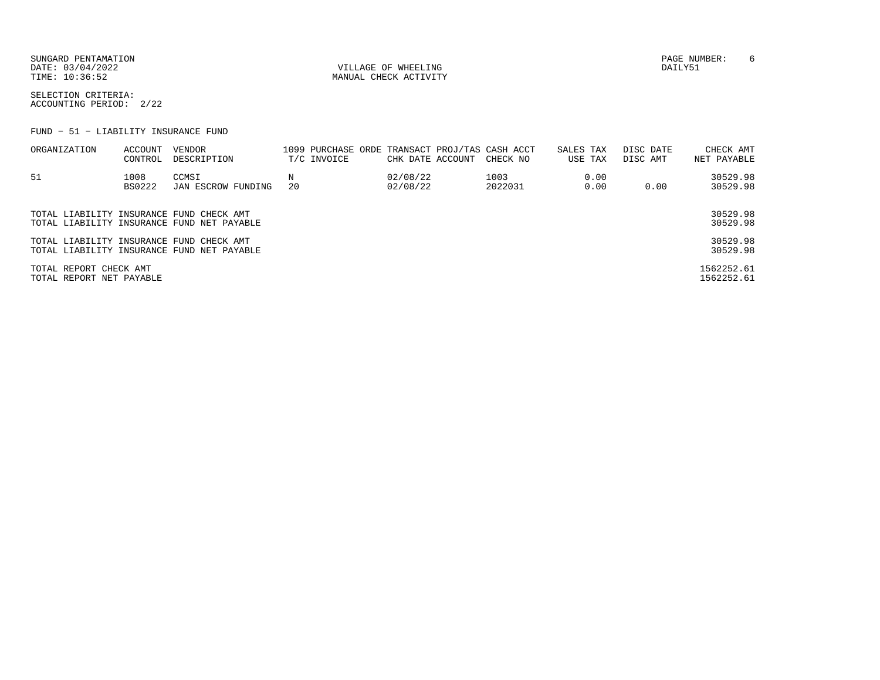SUNGARD PENTAMATION
DATE: 03/04/2022
TIME: 10:36:52

VILLAGE OF WHEELING
MANUAL CHECK ACTIVITY

DAILY51

SELECTION CRITERIA:
ACCOUNTING PERIOD: 2/22

FUND - 51 - LIABILITY INSURANCE FUND

| ORGANIZATION | ACCOUNT CONTROL | VENDOR DESCRIPTION | 1099 T/C | PURCHASE ORDE INVOICE | TRANSACT CHK DATE | PROJ/TAS ACCOUNT | CASH ACCT CHECK NO | SALES TAX USE TAX | DISC DATE DISC AMT | CHECK AMT NET PAYABLE |
|---|---|---|---|---|---|---|---|---|---|---|
| 51 | 1008 | CCMSI | N | | 02/08/22 | | 1003 | 0.00 | | 30529.98 |
| | BS0222 | JAN ESCROW FUNDING | 20 | | 02/08/22 | | 2022031 | 0.00 | 0.00 | 30529.98 |

| | |
|---|---|
| TOTAL LIABILITY INSURANCE FUND CHECK AMT | 30529.98 |
| TOTAL LIABILITY INSURANCE FUND NET PAYABLE | 30529.98 |
| TOTAL LIABILITY INSURANCE FUND CHECK AMT | 30529.98 |
| TOTAL LIABILITY INSURANCE FUND NET PAYABLE | 30529.98 |
| TOTAL REPORT CHECK AMT | 1562252.61 |
| TOTAL REPORT NET PAYABLE | 1562252.61 |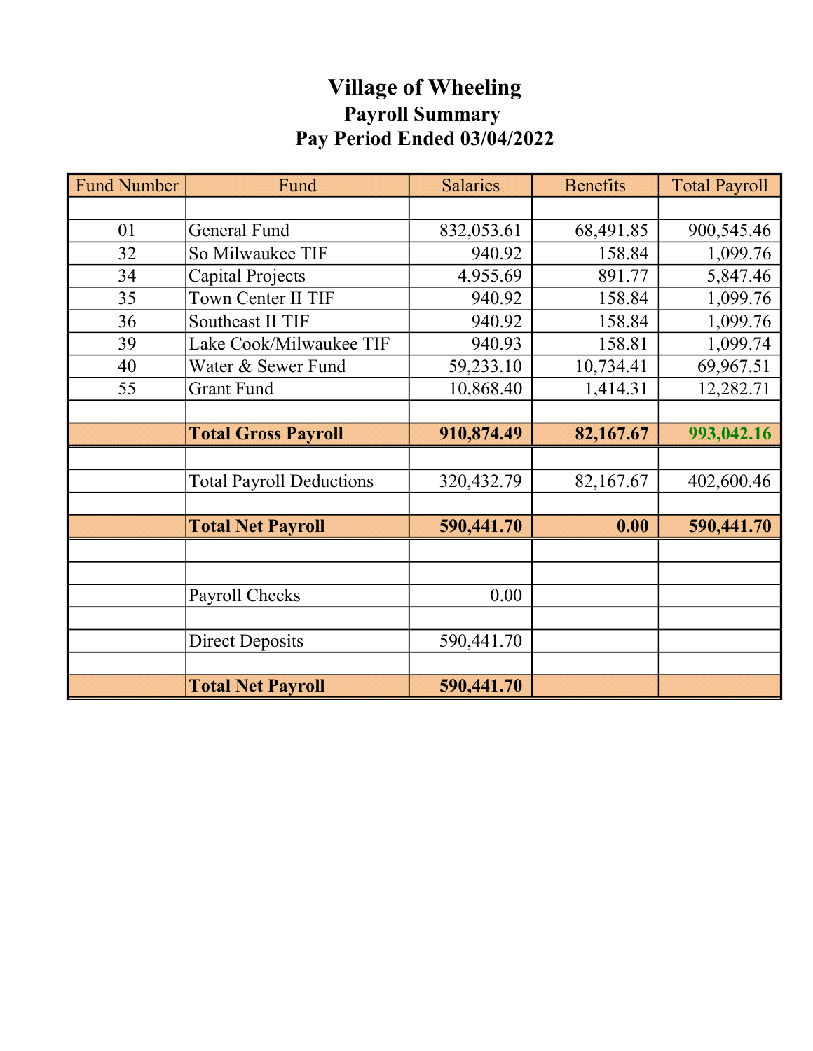# Village of Wheeling

## Payroll Summary

## Pay Period Ended 03/04/2022

| Fund Number | Fund | Salaries | Benefits | Total Payroll |
|---|---|---|---|---|
| | | | | |
| 01 | General Fund | 832,053.61 | 68,491.85 | 900,545.46 |
| 32 | So Milwaukee TIF | 940.92 | 158.84 | 1,099.76 |
| 34 | Capital Projects | 4,955.69 | 891.77 | 5,847.46 |
| 35 | Town Center II TIF | 940.92 | 158.84 | 1,099.76 |
| 36 | Southeast II TIF | 940.92 | 158.84 | 1,099.76 |
| 39 | Lake Cook/Milwaukee TIF | 940.93 | 158.81 | 1,099.74 |
| 40 | Water & Sewer Fund | 59,233.10 | 10,734.41 | 69,967.51 |
| 55 | Grant Fund | 10,868.40 | 1,414.31 | 12,282.71 |
| | | | | |
| | **Total Gross Payroll** | **910,874.49** | **82,167.67** | **993,042.16** |
| | | | | |
| | Total Payroll Deductions | 320,432.79 | 82,167.67 | 402,600.46 |
| | | | | |
| | **Total Net Payroll** | **590,441.70** | **0.00** | **590,441.70** |
| | | | | |
| | | | | |
| | Payroll Checks | 0.00 | | |
| | | | | |
| | Direct Deposits | 590,441.70 | | |
| | | | | |
| | **Total Net Payroll** | **590,441.70** | | |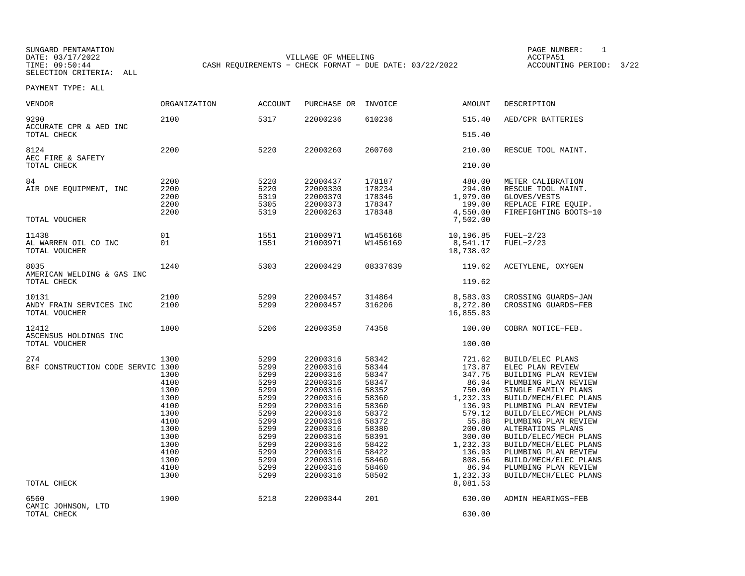SUNGARD PENTAMATION
DATE: 03/17/2022
TIME: 09:50:44
SELECTION CRITERIA: ALL

VILLAGE OF WHEELING
CASH REQUIREMENTS - CHECK FORMAT - DUE DATE: 03/22/2022

PAGE NUMBER: 1
ACCTPA51
ACCOUNTING PERIOD: 3/22

PAYMENT TYPE: ALL

| VENDOR | ORGANIZATION | ACCOUNT | PURCHASE OR | INVOICE | AMOUNT | DESCRIPTION |
|---|---|---|---|---|---|---|
| 9290 ACCURATE CPR & AED INC | 2100 | 5317 | 22000236 | 610236 | 515.40 | AED/CPR BATTERIES |
| TOTAL CHECK | | | | | 515.40 | |
| 8124 AEC FIRE & SAFETY | 2200 | 5220 | 22000260 | 260760 | 210.00 | RESCUE TOOL MAINT. |
| TOTAL CHECK | | | | | 210.00 | |
| 84 | 2200 | 5220 | 22000437 | 178187 | 480.00 | METER CALIBRATION |
| AIR ONE EQUIPMENT, INC | 2200 | 5220 | 22000330 | 178234 | 294.00 | RESCUE TOOL MAINT. |
| | 2200 | 5319 | 22000370 | 178346 | 1,979.00 | GLOVES/VESTS |
| | 2200 | 5305 | 22000373 | 178347 | 199.00 | REPLACE FIRE EQUIP. |
| | 2200 | 5319 | 22000263 | 178348 | 4,550.00 | FIREFIGHTING BOOTS-10 |
| TOTAL VOUCHER | | | | | 7,502.00 | |
| 11438 | 01 | 1551 | 21000971 | W1456168 | 10,196.85 | FUEL-2/23 |
| AL WARREN OIL CO INC | 01 | 1551 | 21000971 | W1456169 | 8,541.17 | FUEL-2/23 |
| TOTAL VOUCHER | | | | | 18,738.02 | |
| 8035 AMERICAN WELDING & GAS INC | 1240 | 5303 | 22000429 | 08337639 | 119.62 | ACETYLENE, OXYGEN |
| TOTAL CHECK | | | | | 119.62 | |
| 10131 | 2100 | 5299 | 22000457 | 314864 | 8,583.03 | CROSSING GUARDS-JAN |
| ANDY FRAIN SERVICES INC | 2100 | 5299 | 22000457 | 316206 | 8,272.80 | CROSSING GUARDS-FEB |
| TOTAL VOUCHER | | | | | 16,855.83 | |
| 12412 ASCENSUS HOLDINGS INC | 1800 | 5206 | 22000358 | 74358 | 100.00 | COBRA NOTICE-FEB. |
| TOTAL VOUCHER | | | | | 100.00 | |
| 274 | 1300 | 5299 | 22000316 | 58342 | 721.62 | BUILD/ELEC PLANS |
| B&F CONSTRUCTION CODE SERVIC | 1300 | 5299 | 22000316 | 58344 | 173.87 | ELEC PLAN REVIEW |
| | 1300 | 5299 | 22000316 | 58347 | 347.75 | BUILDING PLAN REVIEW |
| | 4100 | 5299 | 22000316 | 58347 | 86.94 | PLUMBING PLAN REVIEW |
| | 1300 | 5299 | 22000316 | 58352 | 750.00 | SINGLE FAMILY PLANS |
| | 1300 | 5299 | 22000316 | 58360 | 1,232.33 | BUILD/MECH/ELEC PLANS |
| | 4100 | 5299 | 22000316 | 58360 | 136.93 | PLUMBING PLAN REVIEW |
| | 1300 | 5299 | 22000316 | 58372 | 579.12 | BUILD/ELEC/MECH PLANS |
| | 4100 | 5299 | 22000316 | 58372 | 55.88 | PLUMBING PLAN REVIEW |
| | 1300 | 5299 | 22000316 | 58380 | 200.00 | ALTERATIONS PLANS |
| | 1300 | 5299 | 22000316 | 58391 | 300.00 | BUILD/ELEC/MECH PLANS |
| | 1300 | 5299 | 22000316 | 58422 | 1,232.33 | BUILD/MECH/ELEC PLANS |
| | 4100 | 5299 | 22000316 | 58422 | 136.93 | PLUMBING PLAN REVIEW |
| | 1300 | 5299 | 22000316 | 58460 | 808.56 | BUILD/MECH/ELEC PLANS |
| | 4100 | 5299 | 22000316 | 58460 | 86.94 | PLUMBING PLAN REVIEW |
| | 1300 | 5299 | 22000316 | 58502 | 1,232.33 | BUILD/MECH/ELEC PLANS |
| TOTAL CHECK | | | | | 8,081.53 | |
| 6560 CAMIC JOHNSON, LTD | 1900 | 5218 | 22000344 | 201 | 630.00 | ADMIN HEARINGS-FEB |
| TOTAL CHECK | | | | | 630.00 | |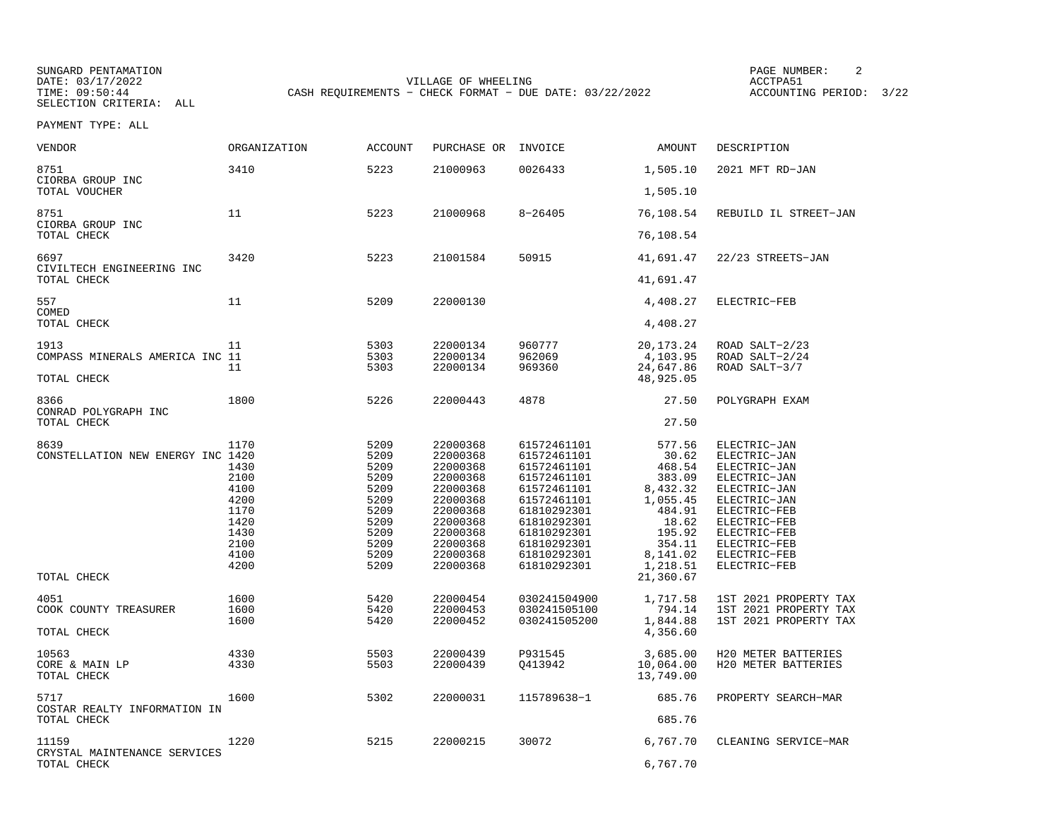SUNGARD PENTAMATION
DATE: 03/17/2022
TIME: 09:50:44
SELECTION CRITERIA: ALL

VILLAGE OF WHEELING
CASH REQUIREMENTS - CHECK FORMAT - DUE DATE: 03/22/2022

ACCTPA51
ACCOUNTING PERIOD: 3/22

PAYMENT TYPE: ALL

| VENDOR | ORGANIZATION | ACCOUNT | PURCHASE OR | INVOICE | AMOUNT | DESCRIPTION |
|---|---|---|---|---|---|---|
| 8751 | 3410 | 5223 | 21000963 | 0026433 | 1,505.10 | 2021 MFT RD-JAN |
| CIORBA GROUP INC | | | | | | |
| TOTAL VOUCHER | | | | | 1,505.10 | |
| 8751 | 11 | 5223 | 21000968 | 8-26405 | 76,108.54 | REBUILD IL STREET-JAN |
| CIORBA GROUP INC | | | | | | |
| TOTAL CHECK | | | | | 76,108.54 | |
| 6697 | 3420 | 5223 | 21001584 | 50915 | 41,691.47 | 22/23 STREETS-JAN |
| CIVILTECH ENGINEERING INC | | | | | | |
| TOTAL CHECK | | | | | 41,691.47 | |
| 557 | 11 | 5209 | 22000130 | | 4,408.27 | ELECTRIC-FEB |
| COMED | | | | | | |
| TOTAL CHECK | | | | | 4,408.27 | |
| 1913 | 11 | 5303 | 22000134 | 960777 | 20,173.24 | ROAD SALT-2/23 |
| COMPASS MINERALS AMERICA INC | 11 | 5303 | 22000134 | 962069 | 4,103.95 | ROAD SALT-2/24 |
| | 11 | 5303 | 22000134 | 969360 | 24,647.86 | ROAD SALT-3/7 |
| TOTAL CHECK | | | | | 48,925.05 | |
| 8366 | 1800 | 5226 | 22000443 | 4878 | 27.50 | POLYGRAPH EXAM |
| CONRAD POLYGRAPH INC | | | | | | |
| TOTAL CHECK | | | | | 27.50 | |
| 8639 | 1170 | 5209 | 22000368 | 61572461101 | 577.56 | ELECTRIC-JAN |
| CONSTELLATION NEW ENERGY INC | 1420 | 5209 | 22000368 | 61572461101 | 30.62 | ELECTRIC-JAN |
| | 1430 | 5209 | 22000368 | 61572461101 | 468.54 | ELECTRIC-JAN |
| | 2100 | 5209 | 22000368 | 61572461101 | 383.09 | ELECTRIC-JAN |
| | 4100 | 5209 | 22000368 | 61572461101 | 8,432.32 | ELECTRIC-JAN |
| | 4200 | 5209 | 22000368 | 61572461101 | 1,055.45 | ELECTRIC-JAN |
| | 1170 | 5209 | 22000368 | 61810292301 | 484.91 | ELECTRIC-FEB |
| | 1420 | 5209 | 22000368 | 61810292301 | 18.62 | ELECTRIC-FEB |
| | 1430 | 5209 | 22000368 | 61810292301 | 195.92 | ELECTRIC-FEB |
| | 2100 | 5209 | 22000368 | 61810292301 | 354.11 | ELECTRIC-FEB |
| | 4100 | 5209 | 22000368 | 61810292301 | 8,141.02 | ELECTRIC-FEB |
| | 4200 | 5209 | 22000368 | 61810292301 | 1,218.51 | ELECTRIC-FEB |
| TOTAL CHECK | | | | | 21,360.67 | |
| 4051 | 1600 | 5420 | 22000454 | 030241504900 | 1,717.58 | 1ST 2021 PROPERTY TAX |
| COOK COUNTY TREASURER | 1600 | 5420 | 22000453 | 030241505100 | 794.14 | 1ST 2021 PROPERTY TAX |
| | 1600 | 5420 | 22000452 | 030241505200 | 1,844.88 | 1ST 2021 PROPERTY TAX |
| TOTAL CHECK | | | | | 4,356.60 | |
| 10563 | 4330 | 5503 | 22000439 | P931545 | 3,685.00 | H20 METER BATTERIES |
| CORE & MAIN LP | 4330 | 5503 | 22000439 | Q413942 | 10,064.00 | H20 METER BATTERIES |
| TOTAL CHECK | | | | | 13,749.00 | |
| 5717 | 1600 | 5302 | 22000031 | 115789638-1 | 685.76 | PROPERTY SEARCH-MAR |
| COSTAR REALTY INFORMATION IN | | | | | | |
| TOTAL CHECK | | | | | 685.76 | |
| 11159 | 1220 | 5215 | 22000215 | 30072 | 6,767.70 | CLEANING SERVICE-MAR |
| CRYSTAL MAINTENANCE SERVICES | | | | | | |
| TOTAL CHECK | | | | | 6,767.70 | |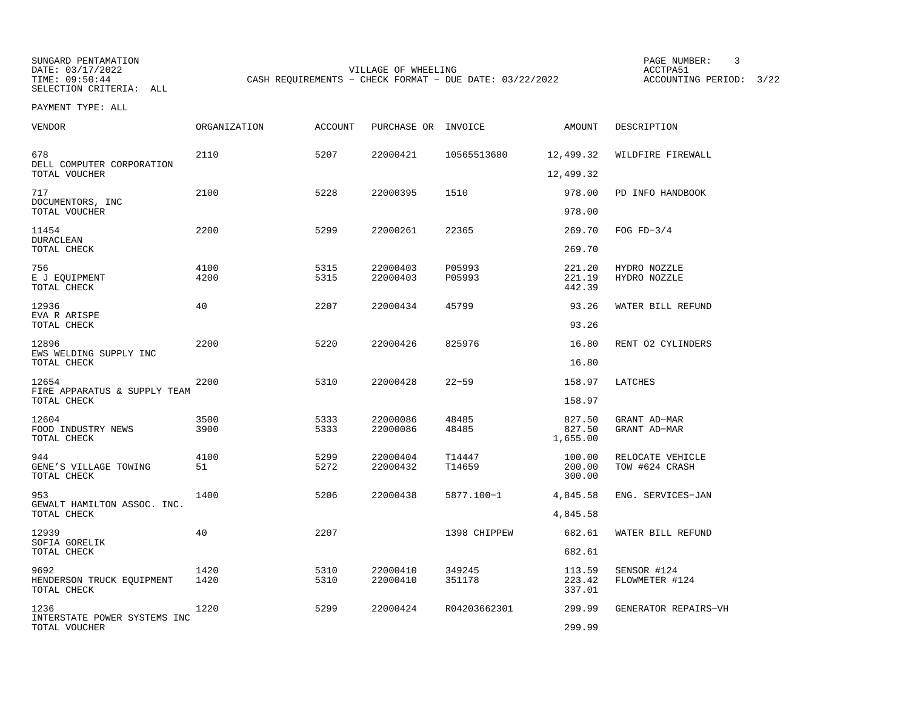SUNGARD PENTAMATION
DATE: 03/17/2022
TIME: 09:50:44
SELECTION CRITERIA: ALL

VILLAGE OF WHEELING
CASH REQUIREMENTS - CHECK FORMAT - DUE DATE: 03/22/2022

ACCTPA51
ACCOUNTING PERIOD: 3/22

PAYMENT TYPE: ALL

| VENDOR | ORGANIZATION | ACCOUNT | PURCHASE OR | INVOICE | AMOUNT | DESCRIPTION |
|---|---|---|---|---|---|---|
| 678 | 2110 | 5207 | 22000421 | 10565513680 | 12,499.32 | WILDFIRE FIREWALL |
| DELL COMPUTER CORPORATION | | | | | | |
| TOTAL VOUCHER | | | | | 12,499.32 | |
| 717 | 2100 | 5228 | 22000395 | 1510 | 978.00 | PD INFO HANDBOOK |
| DOCUMENTORS, INC | | | | | | |
| TOTAL VOUCHER | | | | | 978.00 | |
| 11454 | 2200 | 5299 | 22000261 | 22365 | 269.70 | FOG FD-3/4 |
| DURACLEAN | | | | | | |
| TOTAL CHECK | | | | | 269.70 | |
| 756 | 4100 | 5315 | 22000403 | P05993 | 221.20 | HYDRO NOZZLE |
| E J EQUIPMENT | 4200 | 5315 | 22000403 | P05993 | 221.19 | HYDRO NOZZLE |
| TOTAL CHECK | | | | | 442.39 | |
| 12936 | 40 | 2207 | 22000434 | 45799 | 93.26 | WATER BILL REFUND |
| EVA R ARISPE | | | | | | |
| TOTAL CHECK | | | | | 93.26 | |
| 12896 | 2200 | 5220 | 22000426 | 825976 | 16.80 | RENT O2 CYLINDERS |
| EWS WELDING SUPPLY INC | | | | | | |
| TOTAL CHECK | | | | | 16.80 | |
| 12654 | 2200 | 5310 | 22000428 | 22-59 | 158.97 | LATCHES |
| FIRE APPARATUS & SUPPLY TEAM | | | | | | |
| TOTAL CHECK | | | | | 158.97 | |
| 12604 | 3500 | 5333 | 22000086 | 48485 | 827.50 | GRANT AD-MAR |
| FOOD INDUSTRY NEWS | 3900 | 5333 | 22000086 | 48485 | 827.50 | GRANT AD-MAR |
| TOTAL CHECK | | | | | 1,655.00 | |
| 944 | 4100 | 5299 | 22000404 | T14447 | 100.00 | RELOCATE VEHICLE |
| GENE'S VILLAGE TOWING | 51 | 5272 | 22000432 | T14659 | 200.00 | TOW #624 CRASH |
| TOTAL CHECK | | | | | 300.00 | |
| 953 | 1400 | 5206 | 22000438 | 5877.100-1 | 4,845.58 | ENG. SERVICES-JAN |
| GEWALT HAMILTON ASSOC. INC. | | | | | | |
| TOTAL CHECK | | | | | 4,845.58 | |
| 12939 | 40 | 2207 | | 1398 CHIPPEW | 682.61 | WATER BILL REFUND |
| SOFIA GORELIK | | | | | | |
| TOTAL CHECK | | | | | 682.61 | |
| 9692 | 1420 | 5310 | 22000410 | 349245 | 113.59 | SENSOR #124 |
| HENDERSON TRUCK EQUIPMENT | 1420 | 5310 | 22000410 | 351178 | 223.42 | FLOWMETER #124 |
| TOTAL CHECK | | | | | 337.01 | |
| 1236 | 1220 | 5299 | 22000424 | R04203662301 | 299.99 | GENERATOR REPAIRS-VH |
| INTERSTATE POWER SYSTEMS INC | | | | | | |
| TOTAL VOUCHER | | | | | 299.99 | |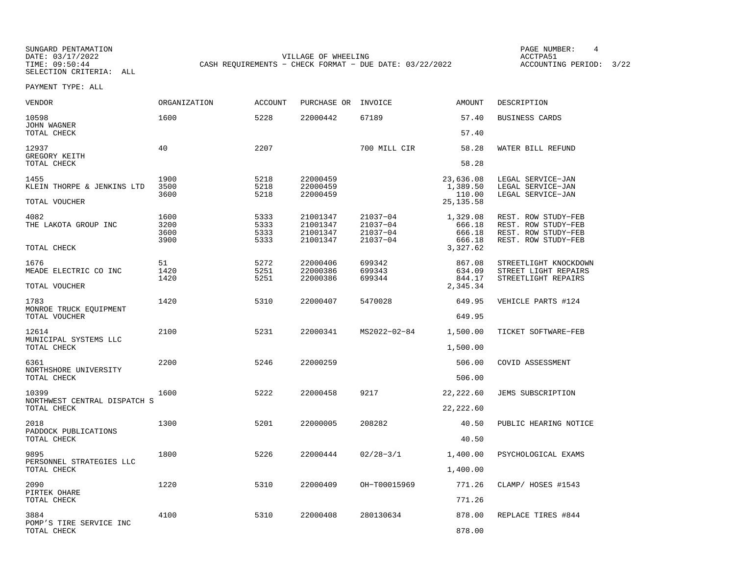SUNGARD PENTAMATION
DATE: 03/17/2022
TIME: 09:50:44
SELECTION CRITERIA: ALL

VILLAGE OF WHEELING
CASH REQUIREMENTS - CHECK FORMAT - DUE DATE: 03/22/2022

PAGE NUMBER: 4
ACCTPA51
ACCOUNTING PERIOD: 3/22

PAYMENT TYPE: ALL

| VENDOR | ORGANIZATION | ACCOUNT | PURCHASE OR | INVOICE | AMOUNT | DESCRIPTION |
|---|---|---|---|---|---|---|
| 10598 | 1600 | 5228 | 22000442 | 67189 | 57.40 | BUSINESS CARDS |
| JOHN WAGNER | | | | | | |
| TOTAL CHECK | | | | | 57.40 | |
| 12937 | 40 | 2207 | | 700 MILL CIR | 58.28 | WATER BILL REFUND |
| GREGORY KEITH | | | | | | |
| TOTAL CHECK | | | | | 58.28 | |
| 1455 | 1900 | 5218 | 22000459 | | 23,636.08 | LEGAL SERVICE-JAN |
| KLEIN THORPE & JENKINS LTD | 3500 | 5218 | 22000459 | | 1,389.50 | LEGAL SERVICE-JAN |
| | 3600 | 5218 | 22000459 | | 110.00 | LEGAL SERVICE-JAN |
| TOTAL VOUCHER | | | | | 25,135.58 | |
| 4082 | 1600 | 5333 | 21001347 | 21037-04 | 1,329.08 | REST. ROW STUDY-FEB |
| THE LAKOTA GROUP INC | 3200 | 5333 | 21001347 | 21037-04 | 666.18 | REST. ROW STUDY-FEB |
| | 3600 | 5333 | 21001347 | 21037-04 | 666.18 | REST. ROW STUDY-FEB |
| | 3900 | 5333 | 21001347 | 21037-04 | 666.18 | REST. ROW STUDY-FEB |
| TOTAL CHECK | | | | | 3,327.62 | |
| 1676 | 51 | 5272 | 22000406 | 699342 | 867.08 | STREETLIGHT KNOCKDOWN |
| MEADE ELECTRIC CO INC | 1420 | 5251 | 22000386 | 699343 | 634.09 | STREET LIGHT REPAIRS |
| | 1420 | 5251 | 22000386 | 699344 | 844.17 | STREETLIGHT REPAIRS |
| TOTAL VOUCHER | | | | | 2,345.34 | |
| 1783 | 1420 | 5310 | 22000407 | 5470028 | 649.95 | VEHICLE PARTS #124 |
| MONROE TRUCK EQUIPMENT | | | | | | |
| TOTAL VOUCHER | | | | | 649.95 | |
| 12614 | 2100 | 5231 | 22000341 | MS2022-02-84 | 1,500.00 | TICKET SOFTWARE-FEB |
| MUNICIPAL SYSTEMS LLC | | | | | | |
| TOTAL CHECK | | | | | 1,500.00 | |
| 6361 | 2200 | 5246 | 22000259 | | 506.00 | COVID ASSESSMENT |
| NORTHSHORE UNIVERSITY | | | | | | |
| TOTAL CHECK | | | | | 506.00 | |
| 10399 | 1600 | 5222 | 22000458 | 9217 | 22,222.60 | JEMS SUBSCRIPTION |
| NORTHWEST CENTRAL DISPATCH S | | | | | | |
| TOTAL CHECK | | | | | 22,222.60 | |
| 2018 | 1300 | 5201 | 22000005 | 208282 | 40.50 | PUBLIC HEARING NOTICE |
| PADDOCK PUBLICATIONS | | | | | | |
| TOTAL CHECK | | | | | 40.50 | |
| 9895 | 1800 | 5226 | 22000444 | 02/28-3/1 | 1,400.00 | PSYCHOLOGICAL EXAMS |
| PERSONNEL STRATEGIES LLC | | | | | | |
| TOTAL CHECK | | | | | 1,400.00 | |
| 2090 | 1220 | 5310 | 22000409 | OH-T00015969 | 771.26 | CLAMP/ HOSES #1543 |
| PIRTEK OHARE | | | | | | |
| TOTAL CHECK | | | | | 771.26 | |
| 3884 | 4100 | 5310 | 22000408 | 280130634 | 878.00 | REPLACE TIRES #844 |
| POMP'S TIRE SERVICE INC | | | | | | |
| TOTAL CHECK | | | | | 878.00 | |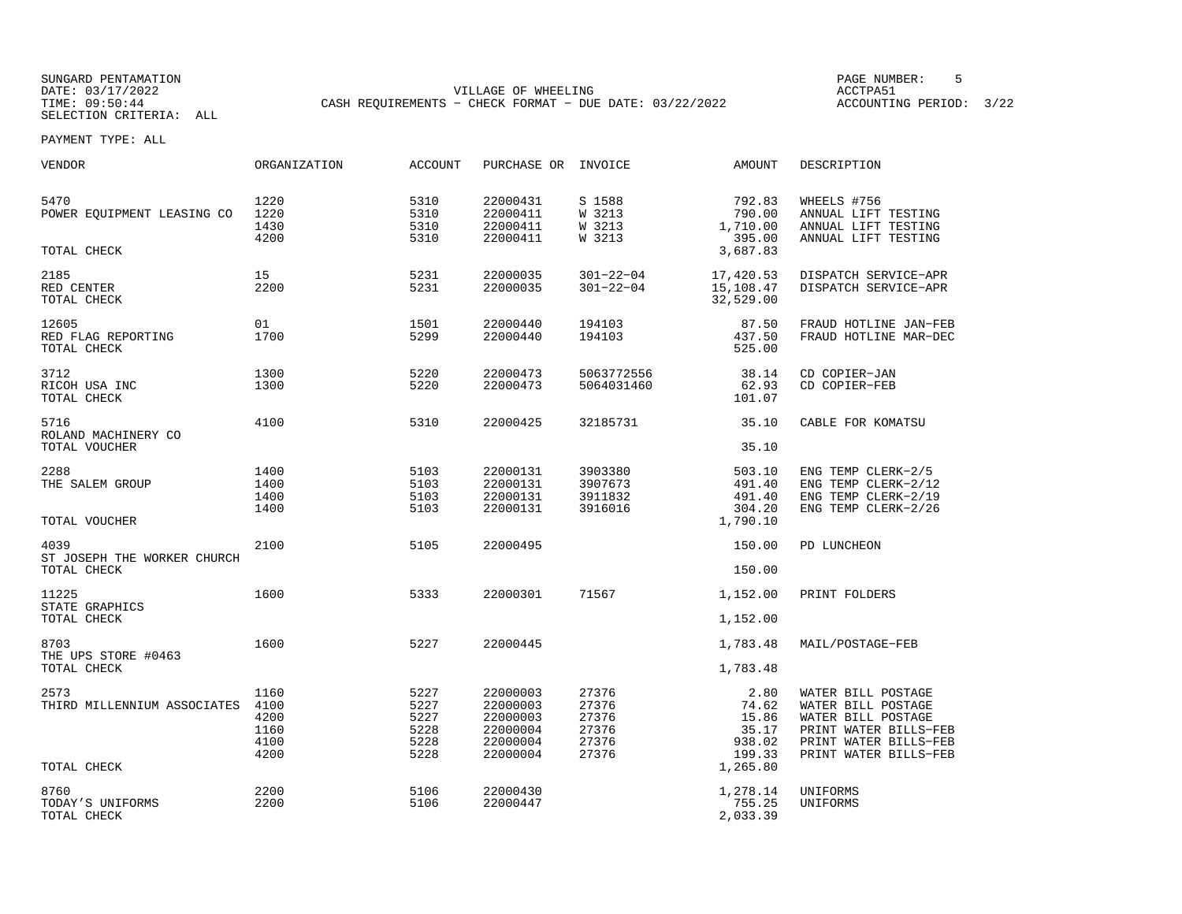SUNGARD PENTAMATION
DATE: 03/17/2022
TIME: 09:50:44
SELECTION CRITERIA: ALL

VILLAGE OF WHEELING
CASH REQUIREMENTS - CHECK FORMAT - DUE DATE: 03/22/2022

ACCTPA51
ACCOUNTING PERIOD: 3/22

PAYMENT TYPE: ALL

| VENDOR | ORGANIZATION | ACCOUNT | PURCHASE OR | INVOICE | AMOUNT | DESCRIPTION |
|---|---|---|---|---|---|---|
| 5470 | 1220 | 5310 | 22000431 | S 1588 | 792.83 | WHEELS #756 |
| POWER EQUIPMENT LEASING CO | 1220 | 5310 | 22000411 | W 3213 | 790.00 | ANNUAL LIFT TESTING |
| | 1430 | 5310 | 22000411 | W 3213 | 1,710.00 | ANNUAL LIFT TESTING |
| | 4200 | 5310 | 22000411 | W 3213 | 395.00 | ANNUAL LIFT TESTING |
| TOTAL CHECK | | | | | 3,687.83 | |
| 2185 | 15 | 5231 | 22000035 | 301-22-04 | 17,420.53 | DISPATCH SERVICE-APR |
| RED CENTER | 2200 | 5231 | 22000035 | 301-22-04 | 15,108.47 | DISPATCH SERVICE-APR |
| TOTAL CHECK | | | | | 32,529.00 | |
| 12605 | 01 | 1501 | 22000440 | 194103 | 87.50 | FRAUD HOTLINE JAN-FEB |
| RED FLAG REPORTING | 1700 | 5299 | 22000440 | 194103 | 437.50 | FRAUD HOTLINE MAR-DEC |
| TOTAL CHECK | | | | | 525.00 | |
| 3712 | 1300 | 5220 | 22000473 | 5063772556 | 38.14 | CD COPIER-JAN |
| RICOH USA INC | 1300 | 5220 | 22000473 | 5064031460 | 62.93 | CD COPIER-FEB |
| TOTAL CHECK | | | | | 101.07 | |
| 5716 | 4100 | 5310 | 22000425 | 32185731 | 35.10 | CABLE FOR KOMATSU |
| ROLAND MACHINERY CO | | | | | | |
| TOTAL VOUCHER | | | | | 35.10 | |
| 2288 | 1400 | 5103 | 22000131 | 3903380 | 503.10 | ENG TEMP CLERK-2/5 |
| THE SALEM GROUP | 1400 | 5103 | 22000131 | 3907673 | 491.40 | ENG TEMP CLERK-2/12 |
| | 1400 | 5103 | 22000131 | 3911832 | 491.40 | ENG TEMP CLERK-2/19 |
| | 1400 | 5103 | 22000131 | 3916016 | 304.20 | ENG TEMP CLERK-2/26 |
| TOTAL VOUCHER | | | | | 1,790.10 | |
| 4039 | 2100 | 5105 | 22000495 | | 150.00 | PD LUNCHEON |
| ST JOSEPH THE WORKER CHURCH | | | | | | |
| TOTAL CHECK | | | | | 150.00 | |
| 11225 | 1600 | 5333 | 22000301 | 71567 | 1,152.00 | PRINT FOLDERS |
| STATE GRAPHICS | | | | | | |
| TOTAL CHECK | | | | | 1,152.00 | |
| 8703 | 1600 | 5227 | 22000445 | | 1,783.48 | MAIL/POSTAGE-FEB |
| THE UPS STORE #0463 | | | | | | |
| TOTAL CHECK | | | | | 1,783.48 | |
| 2573 | 1160 | 5227 | 22000003 | 27376 | 2.80 | WATER BILL POSTAGE |
| THIRD MILLENNIUM ASSOCIATES | 4100 | 5227 | 22000003 | 27376 | 74.62 | WATER BILL POSTAGE |
| | 4200 | 5227 | 22000003 | 27376 | 15.86 | WATER BILL POSTAGE |
| | 1160 | 5228 | 22000004 | 27376 | 35.17 | PRINT WATER BILLS-FEB |
| | 4100 | 5228 | 22000004 | 27376 | 938.02 | PRINT WATER BILLS-FEB |
| | 4200 | 5228 | 22000004 | 27376 | 199.33 | PRINT WATER BILLS-FEB |
| TOTAL CHECK | | | | | 1,265.80 | |
| 8760 | 2200 | 5106 | 22000430 | | 1,278.14 | UNIFORMS |
| TODAY'S UNIFORMS | 2200 | 5106 | 22000447 | | 755.25 | UNIFORMS |
| TOTAL CHECK | | | | | 2,033.39 | |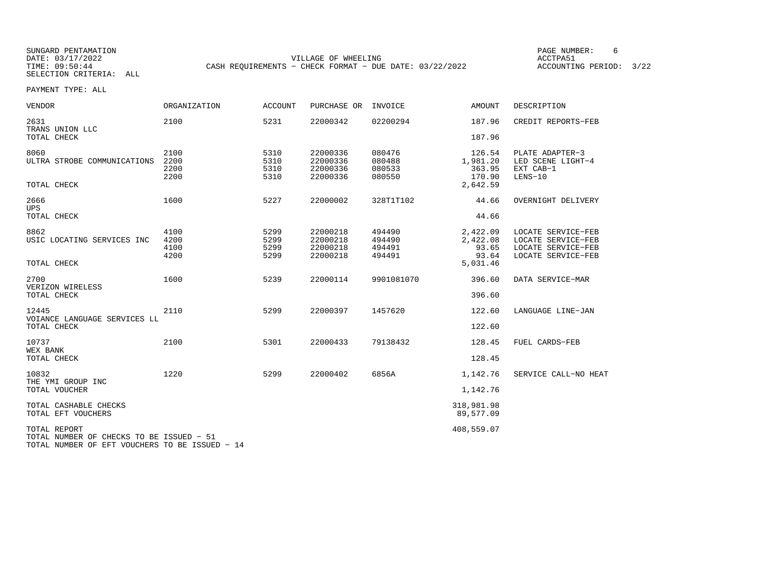SUNGARD PENTAMATION
DATE: 03/17/2022
TIME: 09:50:44
SELECTION CRITERIA: ALL

VILLAGE OF WHEELING
CASH REQUIREMENTS - CHECK FORMAT - DUE DATE: 03/22/2022

ACCTPA51
ACCOUNTING PERIOD: 3/22

PAYMENT TYPE: ALL

| VENDOR | ORGANIZATION | ACCOUNT | PURCHASE OR | INVOICE | AMOUNT | DESCRIPTION |
|---|---|---|---|---|---|---|
| 2631 | 2100 | 5231 | 22000342 | 02200294 | 187.96 | CREDIT REPORTS-FEB |
| TRANS UNION LLC | | | | | | |
| TOTAL CHECK | | | | | 187.96 | |
| 8060 | 2100 | 5310 | 22000336 | 080476 | 126.54 | PLATE ADAPTER-3 |
| ULTRA STROBE COMMUNICATIONS | 2200 | 5310 | 22000336 | 080488 | 1,981.20 | LED SCENE LIGHT-4 |
| | 2200 | 5310 | 22000336 | 080533 | 363.95 | EXT CAB-1 |
| | 2200 | 5310 | 22000336 | 080550 | 170.90 | LENS-10 |
| TOTAL CHECK | | | | | 2,642.59 | |
| 2666 | 1600 | 5227 | 22000002 | 328T1T102 | 44.66 | OVERNIGHT DELIVERY |
| UPS | | | | | | |
| TOTAL CHECK | | | | | 44.66 | |
| 8862 | 4100 | 5299 | 22000218 | 494490 | 2,422.09 | LOCATE SERVICE-FEB |
| USIC LOCATING SERVICES INC | 4200 | 5299 | 22000218 | 494490 | 2,422.08 | LOCATE SERVICE-FEB |
| | 4100 | 5299 | 22000218 | 494491 | 93.65 | LOCATE SERVICE-FEB |
| | 4200 | 5299 | 22000218 | 494491 | 93.64 | LOCATE SERVICE-FEB |
| TOTAL CHECK | | | | | 5,031.46 | |
| 2700 | 1600 | 5239 | 22000114 | 9901081070 | 396.60 | DATA SERVICE-MAR |
| VERIZON WIRELESS | | | | | | |
| TOTAL CHECK | | | | | 396.60 | |
| 12445 | 2110 | 5299 | 22000397 | 1457620 | 122.60 | LANGUAGE LINE-JAN |
| VOIANCE LANGUAGE SERVICES LL | | | | | | |
| TOTAL CHECK | | | | | 122.60 | |
| 10737 | 2100 | 5301 | 22000433 | 79138432 | 128.45 | FUEL CARDS-FEB |
| WEX BANK | | | | | | |
| TOTAL CHECK | | | | | 128.45 | |
| 10832 | 1220 | 5299 | 22000402 | 6856A | 1,142.76 | SERVICE CALL-NO HEAT |
| THE YMI GROUP INC | | | | | | |
| TOTAL VOUCHER | | | | | 1,142.76 | |
| TOTAL CASHABLE CHECKS | | | | | 318,981.98 | |
| TOTAL EFT VOUCHERS | | | | | 89,577.09 | |
| TOTAL REPORT | | | | | 408,559.07 | |

TOTAL NUMBER OF CHECKS TO BE ISSUED - 51
TOTAL NUMBER OF EFT VOUCHERS TO BE ISSUED - 14